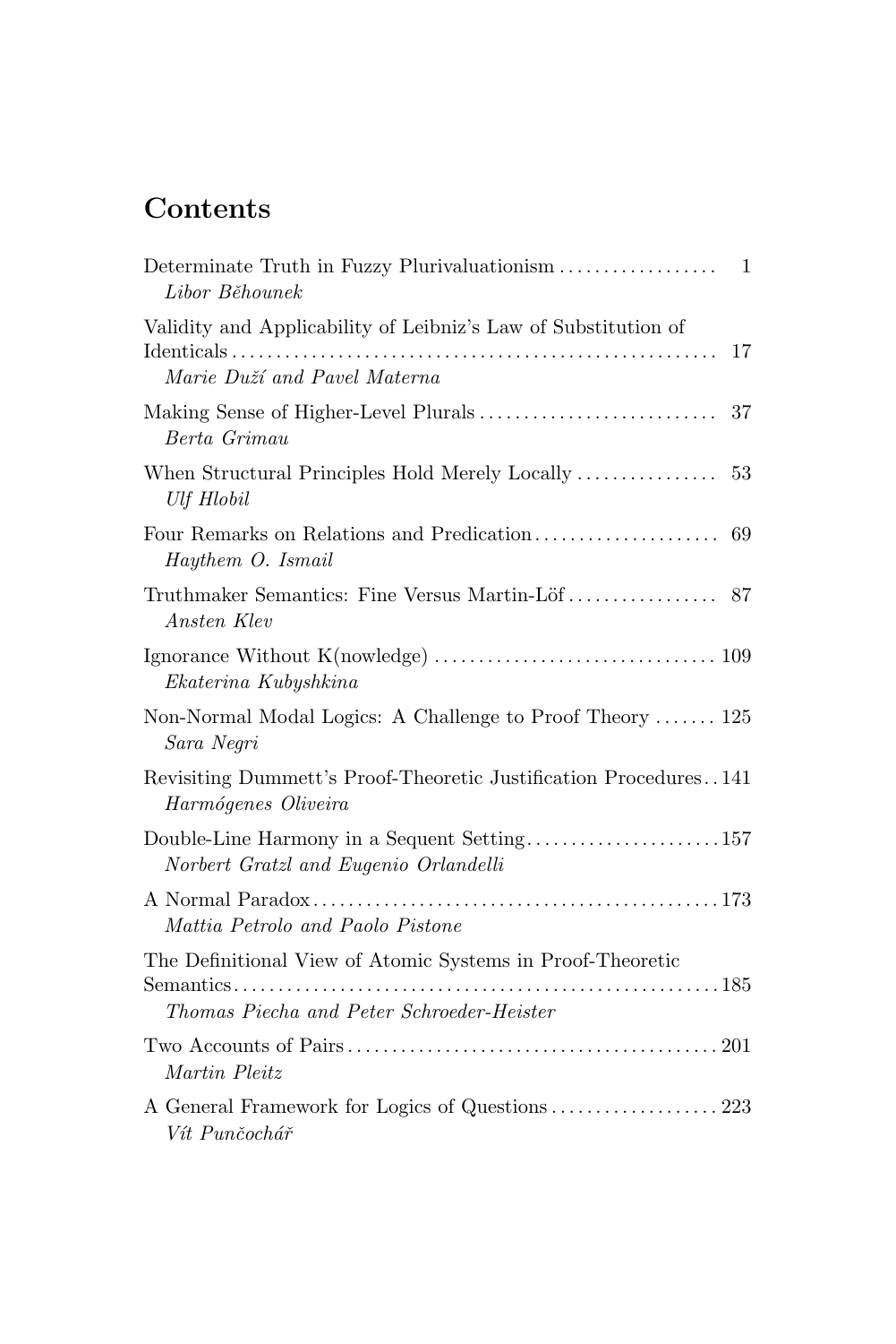# Contents

Determinate Truth in Fuzzy Plurivaluationism ..... 1
*Libor Běhounek*

Validity and Applicability of Leibniz's Law of Substitution of Identicals ..... 17
*Marie Duží and Pavel Materna*

Making Sense of Higher-Level Plurals ..... 37
*Berta Grimau*

When Structural Principles Hold Merely Locally ..... 53
*Ulf Hlobil*

Four Remarks on Relations and Predication ..... 69
*Haythem O. Ismail*

Truthmaker Semantics: Fine Versus Martin-Löf ..... 87
*Ansten Klev*

Ignorance Without K(nowledge) ..... 109
*Ekaterina Kubyshkina*

Non-Normal Modal Logics: A Challenge to Proof Theory ..... 125
*Sara Negri*

Revisiting Dummett's Proof-Theoretic Justification Procedures ..... 141
*Harmógenes Oliveira*

Double-Line Harmony in a Sequent Setting ..... 157
*Norbert Gratzl and Eugenio Orlandelli*

A Normal Paradox ..... 173
*Mattia Petrolo and Paolo Pistone*

The Definitional View of Atomic Systems in Proof-Theoretic Semantics ..... 185
*Thomas Piecha and Peter Schroeder-Heister*

Two Accounts of Pairs ..... 201
*Martin Pleitz*

A General Framework for Logics of Questions ..... 223
*Vít Punčochář*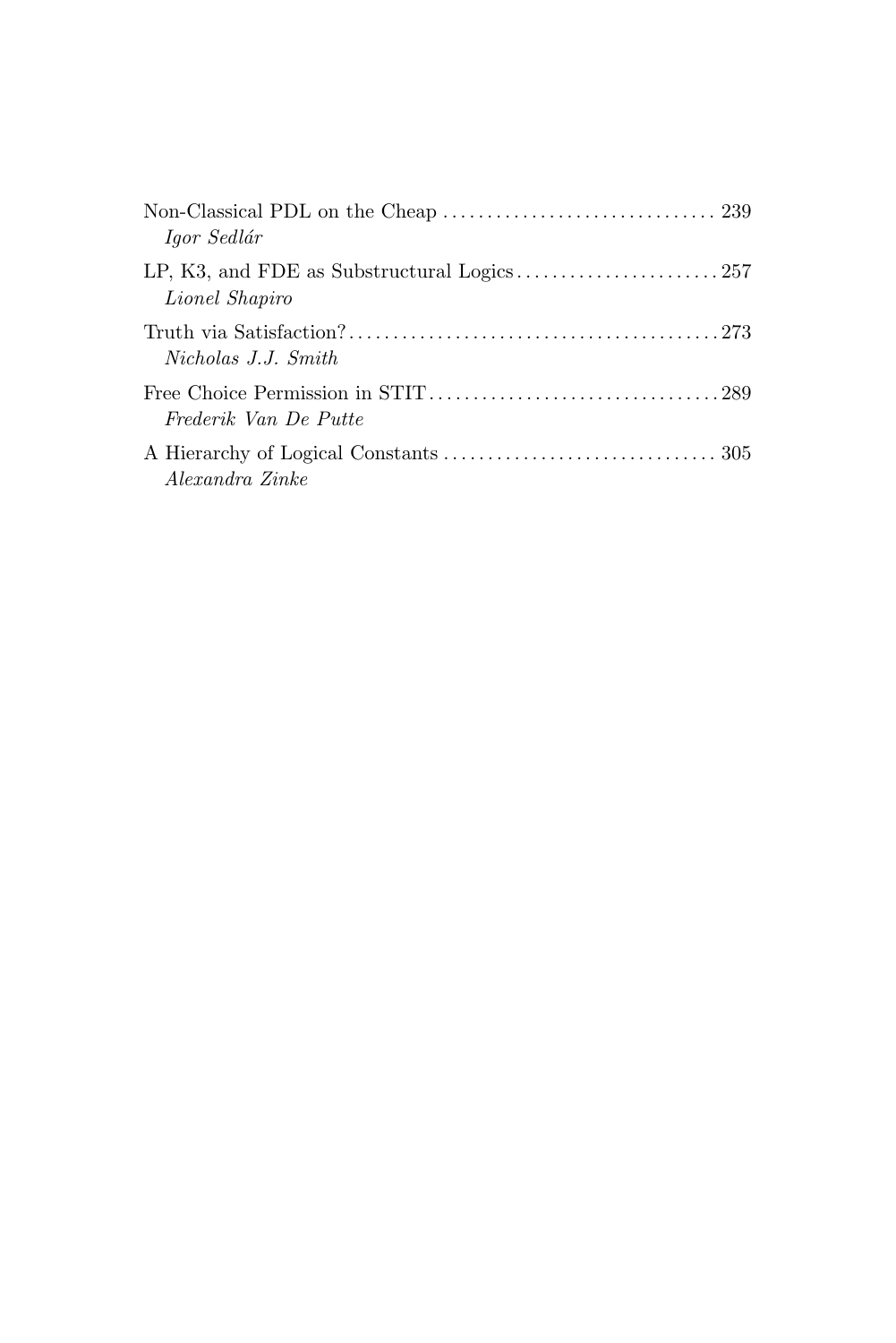Non-Classical PDL on the Cheap ............................... 239
*Igor Sedlár*

LP, K3, and FDE as Substructural Logics ........................ 257
*Lionel Shapiro*

Truth via Satisfaction? .......................................... 273
*Nicholas J.J. Smith*

Free Choice Permission in STIT ................................. 289
*Frederik Van De Putte*

A Hierarchy of Logical Constants ............................... 305
*Alexandra Zinke*